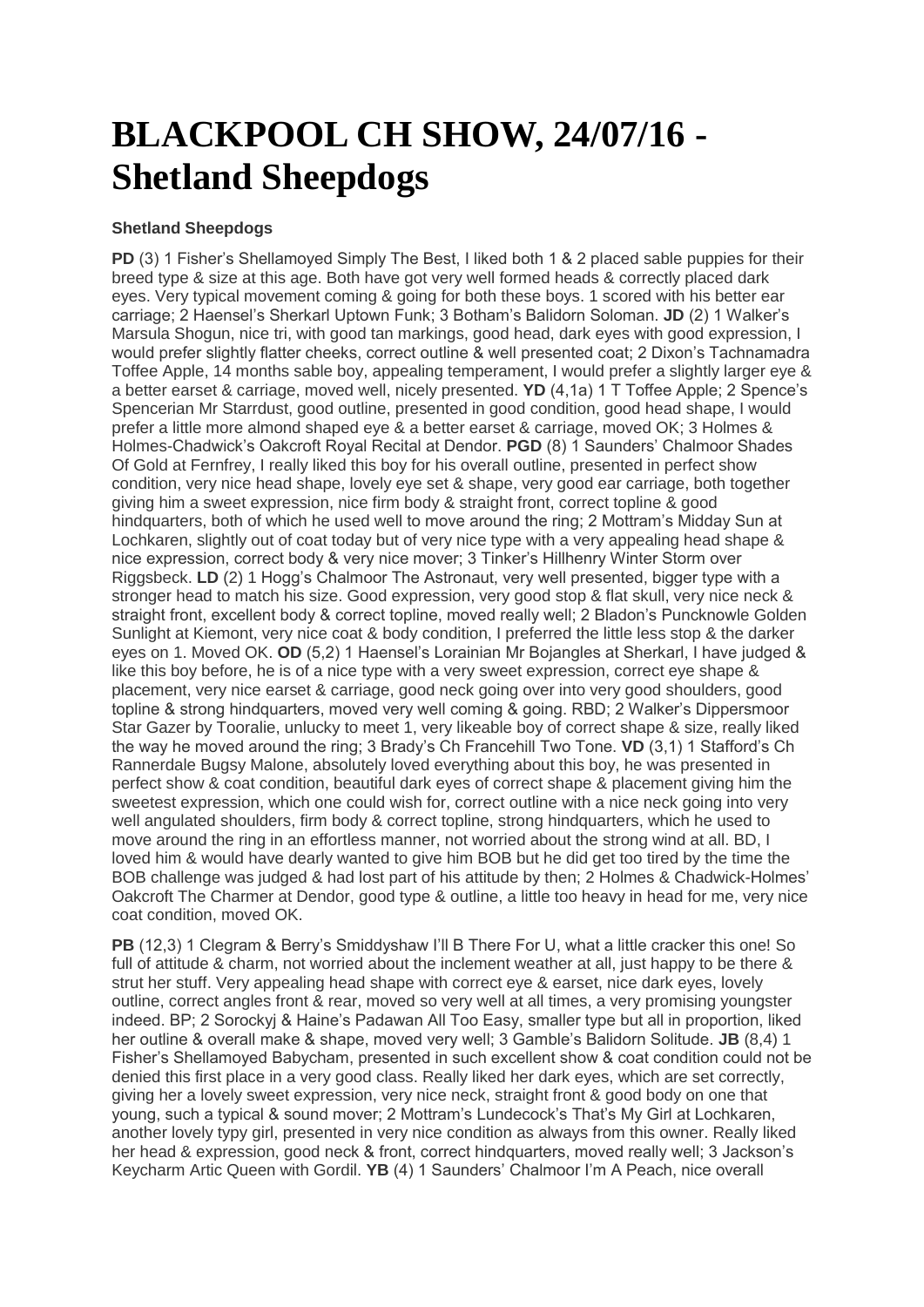# BLACKPOOL CH SHOW, 24/07/16 - Shetland Sheepdogs

**Shetland Sheepdogs**

**PD** (3) 1 Fisher's Shellamoyed Simply The Best, I liked both 1 & 2 placed sable puppies for their breed type & size at this age. Both have got very well formed heads & correctly placed dark eyes. Very typical movement coming & going for both these boys. 1 scored with his better ear carriage; 2 Haensel's Sherkarl Uptown Funk; 3 Botham's Balidorn Soloman. **JD** (2) 1 Walker's Marsula Shogun, nice tri, with good tan markings, good head, dark eyes with good expression, I would prefer slightly flatter cheeks, correct outline & well presented coat; 2 Dixon's Tachnamadra Toffee Apple, 14 months sable boy, appealing temperament, I would prefer a slightly larger eye & a better earset & carriage, moved well, nicely presented. **YD** (4,1a) 1 T Toffee Apple; 2 Spence's Spencerian Mr Starrdust, good outline, presented in good condition, good head shape, I would prefer a little more almond shaped eye & a better earset & carriage, moved OK; 3 Holmes & Holmes-Chadwick's Oakcroft Royal Recital at Dendor. **PGD** (8) 1 Saunders' Chalmoor Shades Of Gold at Fernfrey, I really liked this boy for his overall outline, presented in perfect show condition, very nice head shape, lovely eye set & shape, very good ear carriage, both together giving him a sweet expression, nice firm body & straight front, correct topline & good hindquarters, both of which he used well to move around the ring; 2 Mottram's Midday Sun at Lochkaren, slightly out of coat today but of very nice type with a very appealing head shape & nice expression, correct body & very nice mover; 3 Tinker's Hillhenry Winter Storm over Riggsbeck. **LD** (2) 1 Hogg's Chalmoor The Astronaut, very well presented, bigger type with a stronger head to match his size. Good expression, very good stop & flat skull, very nice neck & straight front, excellent body & correct topline, moved really well; 2 Bladon's Puncknowle Golden Sunlight at Kiemont, very nice coat & body condition, I preferred the little less stop & the darker eyes on 1. Moved OK. **OD** (5,2) 1 Haensel's Lorainian Mr Bojangles at Sherkarl, I have judged & like this boy before, he is of a nice type with a very sweet expression, correct eye shape & placement, very nice earset & carriage, good neck going over into very good shoulders, good topline & strong hindquarters, moved very well coming & going. RBD; 2 Walker's Dippersmoor Star Gazer by Tooralie, unlucky to meet 1, very likeable boy of correct shape & size, really liked the way he moved around the ring; 3 Brady's Ch Francehill Two Tone. **VD** (3,1) 1 Stafford's Ch Rannerdale Bugsy Malone, absolutely loved everything about this boy, he was presented in perfect show & coat condition, beautiful dark eyes of correct shape & placement giving him the sweetest expression, which one could wish for, correct outline with a nice neck going into very well angulated shoulders, firm body & correct topline, strong hindquarters, which he used to move around the ring in an effortless manner, not worried about the strong wind at all. BD, I loved him & would have dearly wanted to give him BOB but he did get too tired by the time the BOB challenge was judged & had lost part of his attitude by then; 2 Holmes & Chadwick-Holmes' Oakcroft The Charmer at Dendor, good type & outline, a little too heavy in head for me, very nice coat condition, moved OK.

**PB** (12,3) 1 Clegram & Berry's Smiddyshaw I'll B There For U, what a little cracker this one! So full of attitude & charm, not worried about the inclement weather at all, just happy to be there & strut her stuff. Very appealing head shape with correct eye & earset, nice dark eyes, lovely outline, correct angles front & rear, moved so very well at all times, a very promising youngster indeed. BP; 2 Sorockyj & Haine's Padawan All Too Easy, smaller type but all in proportion, liked her outline & overall make & shape, moved very well; 3 Gamble's Balidorn Solitude. **JB** (8,4) 1 Fisher's Shellamoyed Babycham, presented in such excellent show & coat condition could not be denied this first place in a very good class. Really liked her dark eyes, which are set correctly, giving her a lovely sweet expression, very nice neck, straight front & good body on one that young, such a typical & sound mover; 2 Mottram's Lundecock's That's My Girl at Lochkaren, another lovely typy girl, presented in very nice condition as always from this owner. Really liked her head & expression, good neck & front, correct hindquarters, moved really well; 3 Jackson's Keycharm Artic Queen with Gordil. **YB** (4) 1 Saunders' Chalmoor I'm A Peach, nice overall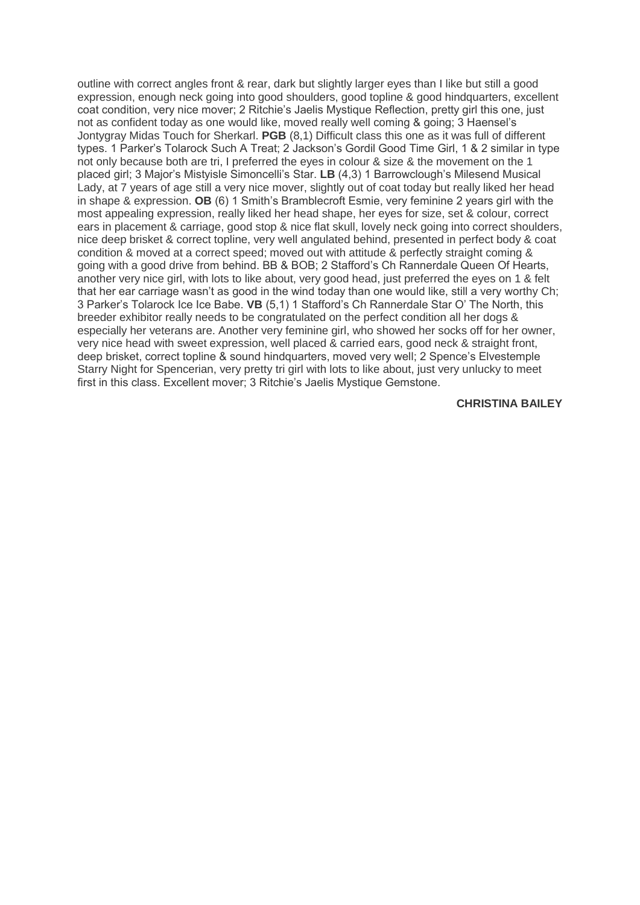outline with correct angles front & rear, dark but slightly larger eyes than I like but still a good expression, enough neck going into good shoulders, good topline & good hindquarters, excellent coat condition, very nice mover; 2 Ritchie's Jaelis Mystique Reflection, pretty girl this one, just not as confident today as one would like, moved really well coming & going; 3 Haensel's Jontygray Midas Touch for Sherkarl. **PGB** (8,1) Difficult class this one as it was full of different types. 1 Parker's Tolarock Such A Treat; 2 Jackson's Gordil Good Time Girl, 1 & 2 similar in type not only because both are tri, I preferred the eyes in colour & size & the movement on the 1 placed girl; 3 Major's Mistyisle Simoncelli's Star. **LB** (4,3) 1 Barrowclough's Milesend Musical Lady, at 7 years of age still a very nice mover, slightly out of coat today but really liked her head in shape & expression. **OB** (6) 1 Smith's Bramblecroft Esmie, very feminine 2 years girl with the most appealing expression, really liked her head shape, her eyes for size, set & colour, correct ears in placement & carriage, good stop & nice flat skull, lovely neck going into correct shoulders, nice deep brisket & correct topline, very well angulated behind, presented in perfect body & coat condition & moved at a correct speed; moved out with attitude & perfectly straight coming & going with a good drive from behind. BB & BOB; 2 Stafford's Ch Rannerdale Queen Of Hearts, another very nice girl, with lots to like about, very good head, just preferred the eyes on 1 & felt that her ear carriage wasn't as good in the wind today than one would like, still a very worthy Ch; 3 Parker's Tolarock Ice Ice Babe. **VB** (5,1) 1 Stafford's Ch Rannerdale Star O' The North, this breeder exhibitor really needs to be congratulated on the perfect condition all her dogs & especially her veterans are. Another very feminine girl, who showed her socks off for her owner, very nice head with sweet expression, well placed & carried ears, good neck & straight front, deep brisket, correct topline & sound hindquarters, moved very well; 2 Spence's Elvestemple Starry Night for Spencerian, very pretty tri girl with lots to like about, just very unlucky to meet first in this class. Excellent mover; 3 Ritchie's Jaelis Mystique Gemstone.

**CHRISTINA BAILEY**